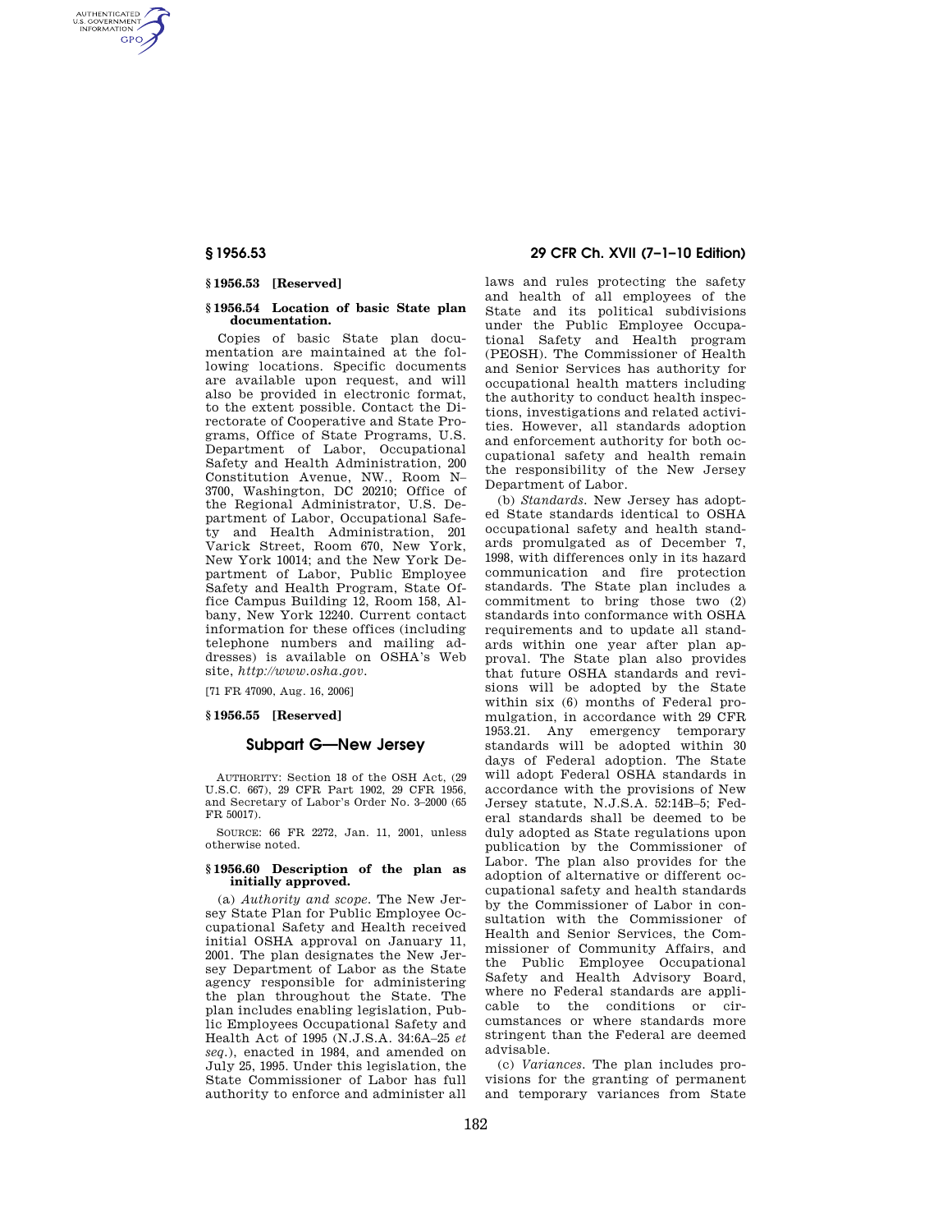### § 1956.53 [Reserved]

### § 1956.54 Location of basic State plan documentation.

Copies of basic State plan documentation are maintained at the following locations. Specific documents are available upon request, and will also be provided in electronic format, to the extent possible. Contact the Directorate of Cooperative and State Programs, Office of State Programs, U.S. Department of Labor, Occupational Safety and Health Administration, 200 Constitution Avenue, NW., Room N–3700, Washington, DC 20210; Office of the Regional Administrator, U.S. Department of Labor, Occupational Safety and Health Administration, 201 Varick Street, Room 670, New York, New York 10014; and the New York Department of Labor, Public Employee Safety and Health Program, State Office Campus Building 12, Room 158, Albany, New York 12240. Current contact information for these offices (including telephone numbers and mailing addresses) is available on OSHA's Web site, *http://www.osha.gov*.

[71 FR 47090, Aug. 16, 2006]

### § 1956.55 [Reserved]

## Subpart G—New Jersey

AUTHORITY: Section 18 of the OSH Act, (29 U.S.C. 667), 29 CFR Part 1902, 29 CFR 1956, and Secretary of Labor's Order No. 3–2000 (65 FR 50017).

SOURCE: 66 FR 2272, Jan. 11, 2001, unless otherwise noted.

### § 1956.60 Description of the plan as initially approved.

(a) *Authority and scope.* The New Jersey State Plan for Public Employee Occupational Safety and Health received initial OSHA approval on January 11, 2001. The plan designates the New Jersey Department of Labor as the State agency responsible for administering the plan throughout the State. The plan includes enabling legislation, Public Employees Occupational Safety and Health Act of 1995 (N.J.S.A. 34:6A–25 *et seq.*), enacted in 1984, and amended on July 25, 1995. Under this legislation, the State Commissioner of Labor has full authority to enforce and administer all laws and rules protecting the safety and health of all employees of the State and its political subdivisions under the Public Employee Occupational Safety and Health program (PEOSH). The Commissioner of Health and Senior Services has authority for occupational health matters including the authority to conduct health inspections, investigations and related activities. However, all standards adoption and enforcement authority for both occupational safety and health remain the responsibility of the New Jersey Department of Labor.

(b) *Standards.* New Jersey has adopted State standards identical to OSHA occupational safety and health standards promulgated as of December 7, 1998, with differences only in its hazard communication and fire protection standards. The State plan includes a commitment to bring those two (2) standards into conformance with OSHA requirements and to update all standards within one year after plan approval. The State plan also provides that future OSHA standards and revisions will be adopted by the State within six (6) months of Federal promulgation, in accordance with 29 CFR 1953.21. Any emergency temporary standards will be adopted within 30 days of Federal adoption. The State will adopt Federal OSHA standards in accordance with the provisions of New Jersey statute, N.J.S.A. 52:14B–5; Federal standards shall be deemed to be duly adopted as State regulations upon publication by the Commissioner of Labor. The plan also provides for the adoption of alternative or different occupational safety and health standards by the Commissioner of Labor in consultation with the Commissioner of Health and Senior Services, the Commissioner of Community Affairs, and the Public Employee Occupational Safety and Health Advisory Board, where no Federal standards are applicable to the conditions or circumstances or where standards more stringent than the Federal are deemed advisable.

(c) *Variances.* The plan includes provisions for the granting of permanent and temporary variances from State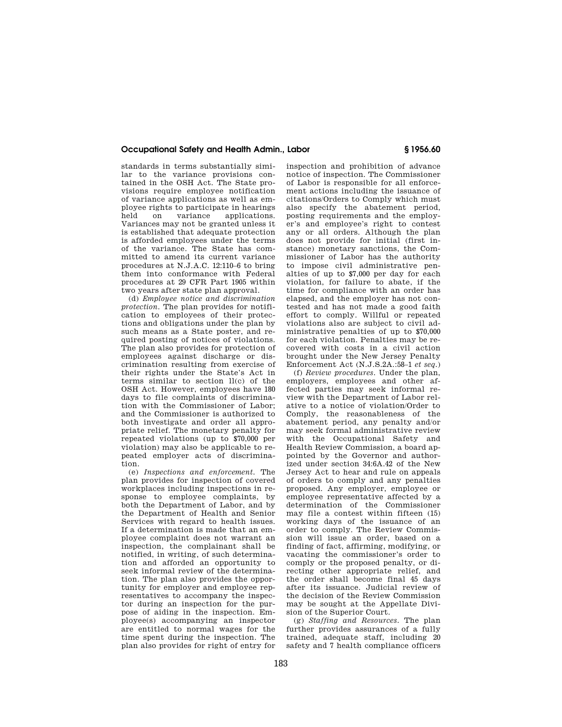standards in terms substantially similar to the variance provisions contained in the OSH Act. The State provisions require employee notification of variance applications as well as employee rights to participate in hearings held on variance applications. Variances may not be granted unless it is established that adequate protection is afforded employees under the terms of the variance. The State has committed to amend its current variance procedures at N.J.A.C. 12:110–6 to bring them into conformance with Federal procedures at 29 CFR Part 1905 within two years after state plan approval.

(d) *Employee notice and discrimination protection.* The plan provides for notification to employees of their protections and obligations under the plan by such means as a State poster, and required posting of notices of violations. The plan also provides for protection of employees against discharge or discrimination resulting from exercise of their rights under the State's Act in terms similar to section ll(c) of the OSH Act. However, employees have 180 days to file complaints of discrimination with the Commissioner of Labor; and the Commissioner is authorized to both investigate and order all appropriate relief. The monetary penalty for repeated violations (up to $70,000 per violation) may also be applicable to repeated employer acts of discrimination.

(e) *Inspections and enforcement.* The plan provides for inspection of covered workplaces including inspections in response to employee complaints, by both the Department of Labor, and by the Department of Health and Senior Services with regard to health issues. If a determination is made that an employee complaint does not warrant an inspection, the complainant shall be notified, in writing, of such determination and afforded an opportunity to seek informal review of the determination. The plan also provides the opportunity for employer and employee representatives to accompany the inspector during an inspection for the purpose of aiding in the inspection. Employee(s) accompanying an inspector are entitled to normal wages for the time spent during the inspection. The plan also provides for right of entry for inspection and prohibition of advance notice of inspection. The Commissioner of Labor is responsible for all enforcement actions including the issuance of citations/Orders to Comply which must also specify the abatement period, posting requirements and the employer's and employee's right to contest any or all orders. Although the plan does not provide for initial (first instance) monetary sanctions, the Commissioner of Labor has the authority to impose civil administrative penalties of up to $7,000 per day for each violation, for failure to abate, if the time for compliance with an order has elapsed, and the employer has not contested and has not made a good faith effort to comply. Willful or repeated violations also are subject to civil administrative penalties of up to $70,000 for each violation. Penalties may be recovered with costs in a civil action brought under the New Jersey Penalty Enforcement Act (N.J.S.2A.:58–1 *et seq.*)

(f) *Review procedures.* Under the plan, employers, employees and other affected parties may seek informal review with the Department of Labor relative to a notice of violation/Order to Comply, the reasonableness of the abatement period, any penalty and/or may seek formal administrative review with the Occupational Safety and Health Review Commission, a board appointed by the Governor and authorized under section 34:6A.42 of the New Jersey Act to hear and rule on appeals of orders to comply and any penalties proposed. Any employer, employee or employee representative affected by a determination of the Commissioner may file a contest within fifteen (15) working days of the issuance of an order to comply. The Review Commission will issue an order, based on a finding of fact, affirming, modifying, or vacating the commissioner's order to comply or the proposed penalty, or directing other appropriate relief, and the order shall become final 45 days after its issuance. Judicial review of the decision of the Review Commission may be sought at the Appellate Division of the Superior Court.

(g) *Staffing and Resources.* The plan further provides assurances of a fully trained, adequate staff, including 20 safety and 7 health compliance officers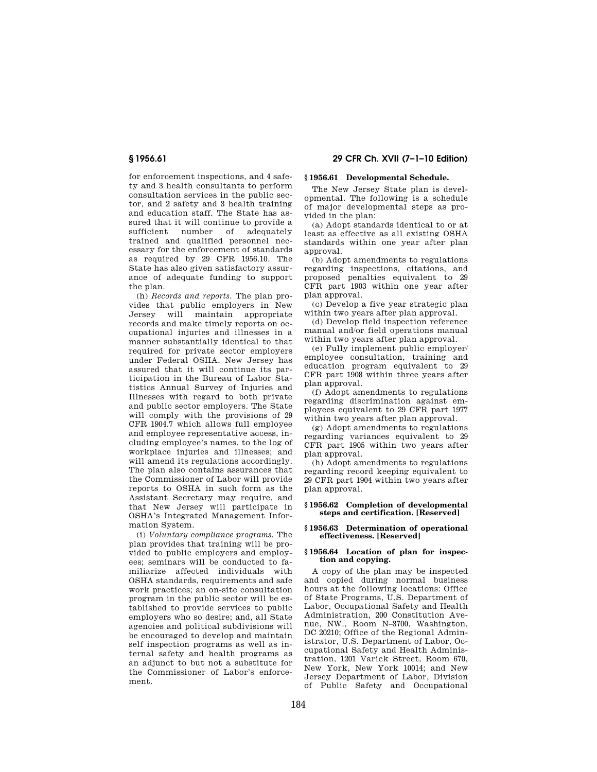for enforcement inspections, and 4 safety and 3 health consultants to perform consultation services in the public sector, and 2 safety and 3 health training and education staff. The State has assured that it will continue to provide a sufficient number of adequately trained and qualified personnel necessary for the enforcement of standards as required by 29 CFR 1956.10. The State has also given satisfactory assurance of adequate funding to support the plan.

(h) *Records and reports.* The plan provides that public employers in New Jersey will maintain appropriate records and make timely reports on occupational injuries and illnesses in a manner substantially identical to that required for private sector employers under Federal OSHA. New Jersey has assured that it will continue its participation in the Bureau of Labor Statistics Annual Survey of Injuries and Illnesses with regard to both private and public sector employers. The State will comply with the provisions of 29 CFR 1904.7 which allows full employee and employee representative access, including employee's names, to the log of workplace injuries and illnesses; and will amend its regulations accordingly. The plan also contains assurances that the Commissioner of Labor will provide reports to OSHA in such form as the Assistant Secretary may require, and that New Jersey will participate in OSHA's Integrated Management Information System.

(i) *Voluntary compliance programs.* The plan provides that training will be provided to public employers and employees; seminars will be conducted to familiarize affected individuals with OSHA standards, requirements and safe work practices; an on-site consultation program in the public sector will be established to provide services to public employers who so desire; and, all State agencies and political subdivisions will be encouraged to develop and maintain self inspection programs as well as internal safety and health programs as an adjunct to but not a substitute for the Commissioner of Labor's enforcement.

### § 1956.61 Developmental Schedule.

The New Jersey State plan is developmental. The following is a schedule of major developmental steps as provided in the plan:

(a) Adopt standards identical to or at least as effective as all existing OSHA standards within one year after plan approval.

(b) Adopt amendments to regulations regarding inspections, citations, and proposed penalties equivalent to 29 CFR part 1903 within one year after plan approval.

(c) Develop a five year strategic plan within two years after plan approval.

(d) Develop field inspection reference manual and/or field operations manual within two years after plan approval.

(e) Fully implement public employer/employee consultation, training and education program equivalent to 29 CFR part 1908 within three years after plan approval.

(f) Adopt amendments to regulations regarding discrimination against employees equivalent to 29 CFR part 1977 within two years after plan approval.

(g) Adopt amendments to regulations regarding variances equivalent to 29 CFR part 1905 within two years after plan approval.

(h) Adopt amendments to regulations regarding record keeping equivalent to 29 CFR part 1904 within two years after plan approval.

### § 1956.62 Completion of developmental steps and certification. [Reserved]

### § 1956.63 Determination of operational effectiveness. [Reserved]

### § 1956.64 Location of plan for inspection and copying.

A copy of the plan may be inspected and copied during normal business hours at the following locations: Office of State Programs, U.S. Department of Labor, Occupational Safety and Health Administration, 200 Constitution Avenue, NW., Room N–3700, Washington, DC 20210; Office of the Regional Administrator, U.S. Department of Labor, Occupational Safety and Health Administration, 1201 Varick Street, Room 670, New York, New York 10014; and New Jersey Department of Labor, Division of Public Safety and Occupational